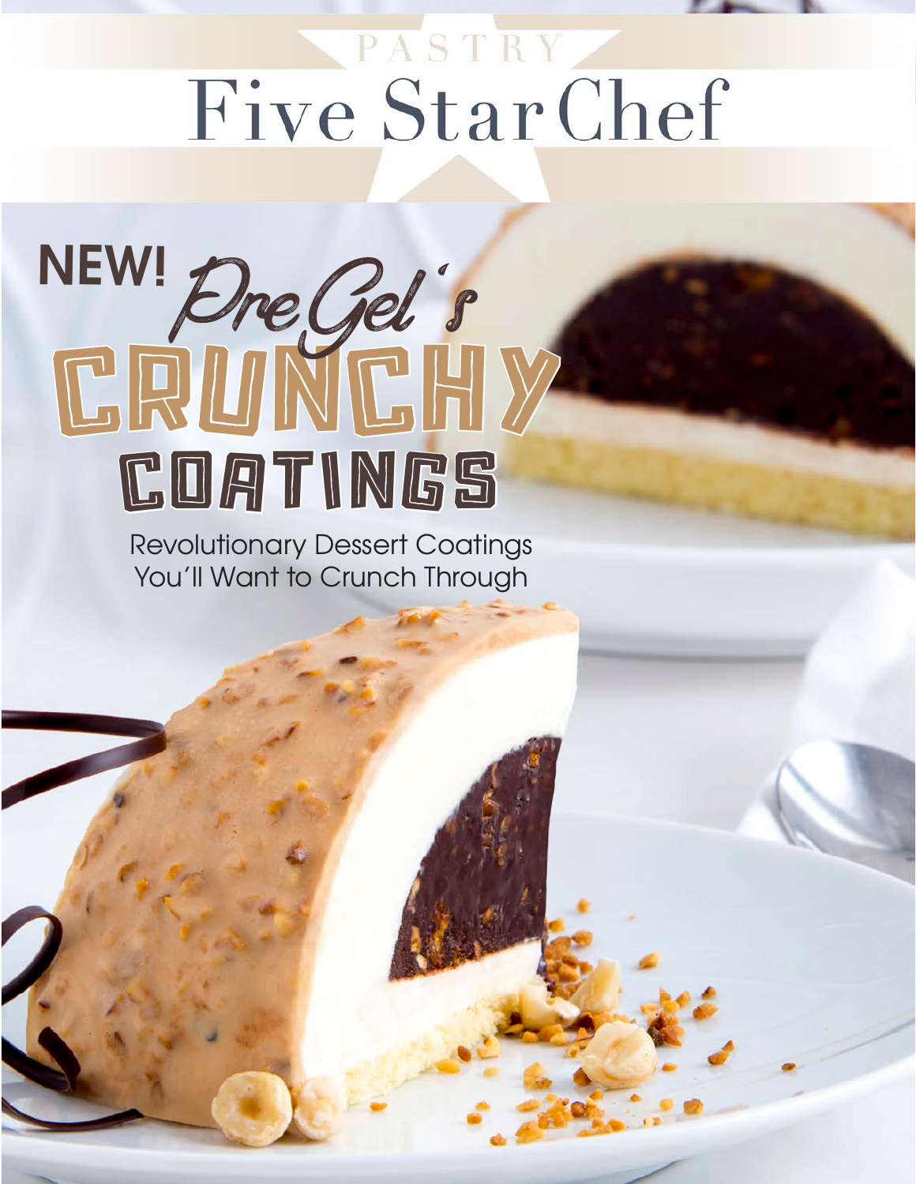PASTRY

# Five Star Chef

# NEW! PreGel's CRUNCHY COATINGS

Revolutionary Dessert Coatings You'll Want to Crunch Through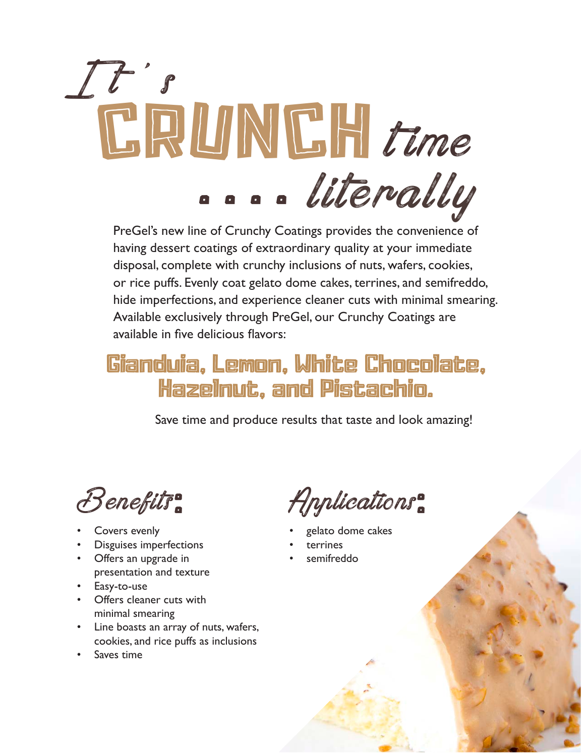# It's CRUNCH time .... literally

PreGel's new line of Crunchy Coatings provides the convenience of having dessert coatings of extraordinary quality at your immediate disposal, complete with crunchy inclusions of nuts, wafers, cookies, or rice puffs. Evenly coat gelato dome cakes, terrines, and semifreddo, hide imperfections, and experience cleaner cuts with minimal smearing. Available exclusively through PreGel, our Crunchy Coatings are available in five delicious flavors:

## Gianduia, Lemon, White Chocolate, Hazelnut, and Pistachio.

Save time and produce results that taste and look amazing!

## Benefits:

- Covers evenly
- Disguises imperfections
- Offers an upgrade in presentation and texture
- Easy-to-use
- Offers cleaner cuts with minimal smearing
- Line boasts an array of nuts, wafers, cookies, and rice puffs as inclusions
- Saves time

## Applications:

- gelato dome cakes
- terrines
- semifreddo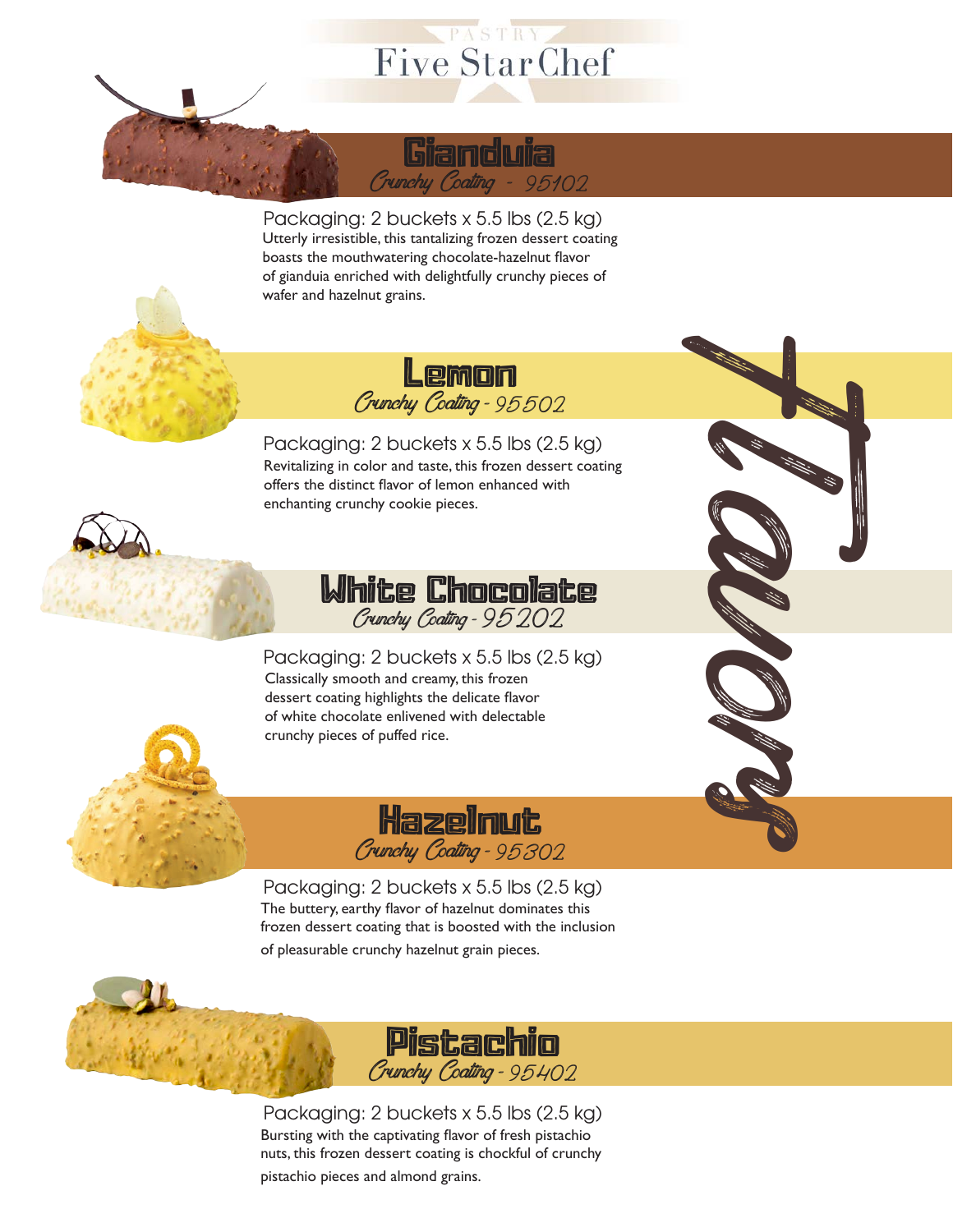PASTRY

Five Star Chef

## Flavors

### Gianduia

*Crunchy Coating* - 95102

Packaging: 2 buckets x 5.5 lbs (2.5 kg)

Utterly irresistible, this tantalizing frozen dessert coating boasts the mouthwatering chocolate-hazelnut flavor of gianduia enriched with delightfully crunchy pieces of wafer and hazelnut grains.

### Lemon

*Crunchy Coating* - 95502

Packaging: 2 buckets x 5.5 lbs (2.5 kg)

Revitalizing in color and taste, this frozen dessert coating offers the distinct flavor of lemon enhanced with enchanting crunchy cookie pieces.

### White Chocolate

*Crunchy Coating* - 95202

Packaging: 2 buckets x 5.5 lbs (2.5 kg)

Classically smooth and creamy, this frozen dessert coating highlights the delicate flavor of white chocolate enlivened with delectable crunchy pieces of puffed rice.

### Hazelnut

*Crunchy Coating* - 95302

Packaging: 2 buckets x 5.5 lbs (2.5 kg)

The buttery, earthy flavor of hazelnut dominates this frozen dessert coating that is boosted with the inclusion of pleasurable crunchy hazelnut grain pieces.

### Pistachio

*Crunchy Coating* - 95402

Packaging: 2 buckets x 5.5 lbs (2.5 kg)

Bursting with the captivating flavor of fresh pistachio nuts, this frozen dessert coating is chockful of crunchy pistachio pieces and almond grains.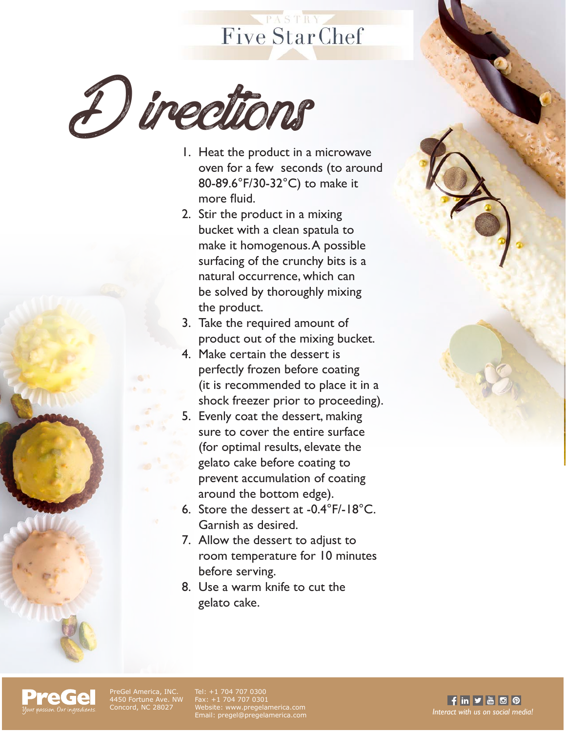# Directions

1. Heat the product in a microwave oven for a few seconds (to around 80-89.6°F/30-32°C) to make it more fluid.
2. Stir the product in a mixing bucket with a clean spatula to make it homogenous. A possible surfacing of the crunchy bits is a natural occurrence, which can be solved by thoroughly mixing the product.
3. Take the required amount of product out of the mixing bucket.
4. Make certain the dessert is perfectly frozen before coating (it is recommended to place it in a shock freezer prior to proceeding).
5. Evenly coat the dessert, making sure to cover the entire surface (for optimal results, elevate the gelato cake before coating to prevent accumulation of coating around the bottom edge).
6. Store the dessert at -0.4°F/-18°C. Garnish as desired.
7. Allow the dessert to adjust to room temperature for 10 minutes before serving.
8. Use a warm knife to cut the gelato cake.

PreGel
*Your passion. Our ingredients.*

PreGel America, INC.
4450 Fortune Ave. NW
Concord, NC 28027

Tel: +1 704 707 0300
Fax: +1 704 707 0301
Website: www.pregelamerica.com
Email: pregel@pregelamerica.com

*Interact with us on social media!*